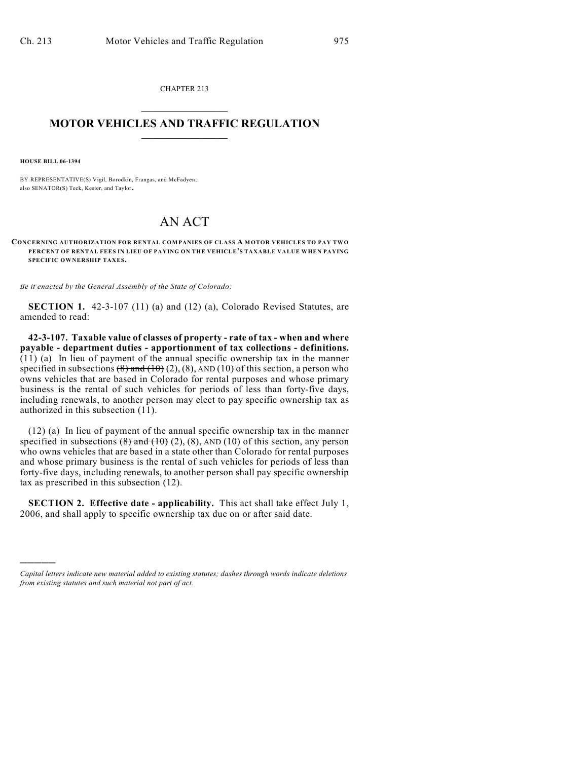CHAPTER 213

# MOTOR VEHICLES AND TRAFFIC REGULATION

**HOUSE BILL 06-1394**

BY REPRESENTATIVE(S) Vigil, Borodkin, Frangas, and McFadyen;
also SENATOR(S) Teck, Kester, and Taylor.

# AN ACT

**CONCERNING AUTHORIZATION FOR RENTAL COMPANIES OF CLASS A MOTOR VEHICLES TO PAY TWO PERCENT OF RENTAL FEES IN LIEU OF PAYING ON THE VEHICLE'S TAXABLE VALUE WHEN PAYING SPECIFIC OWNERSHIP TAXES.**

*Be it enacted by the General Assembly of the State of Colorado:*

**SECTION 1.** 42-3-107 (11) (a) and (12) (a), Colorado Revised Statutes, are amended to read:

**42-3-107. Taxable value of classes of property - rate of tax - when and where payable - department duties - apportionment of tax collections - definitions.** (11) (a) In lieu of payment of the annual specific ownership tax in the manner specified in subsections ~~(8) and (10)~~ (2), (8), AND (10) of this section, a person who owns vehicles that are based in Colorado for rental purposes and whose primary business is the rental of such vehicles for periods of less than forty-five days, including renewals, to another person may elect to pay specific ownership tax as authorized in this subsection (11).

(12) (a) In lieu of payment of the annual specific ownership tax in the manner specified in subsections ~~(8) and (10)~~ (2), (8), AND (10) of this section, any person who owns vehicles that are based in a state other than Colorado for rental purposes and whose primary business is the rental of such vehicles for periods of less than forty-five days, including renewals, to another person shall pay specific ownership tax as prescribed in this subsection (12).

**SECTION 2. Effective date - applicability.** This act shall take effect July 1, 2006, and shall apply to specific ownership tax due on or after said date.

---

*Capital letters indicate new material added to existing statutes; dashes through words indicate deletions from existing statutes and such material not part of act.*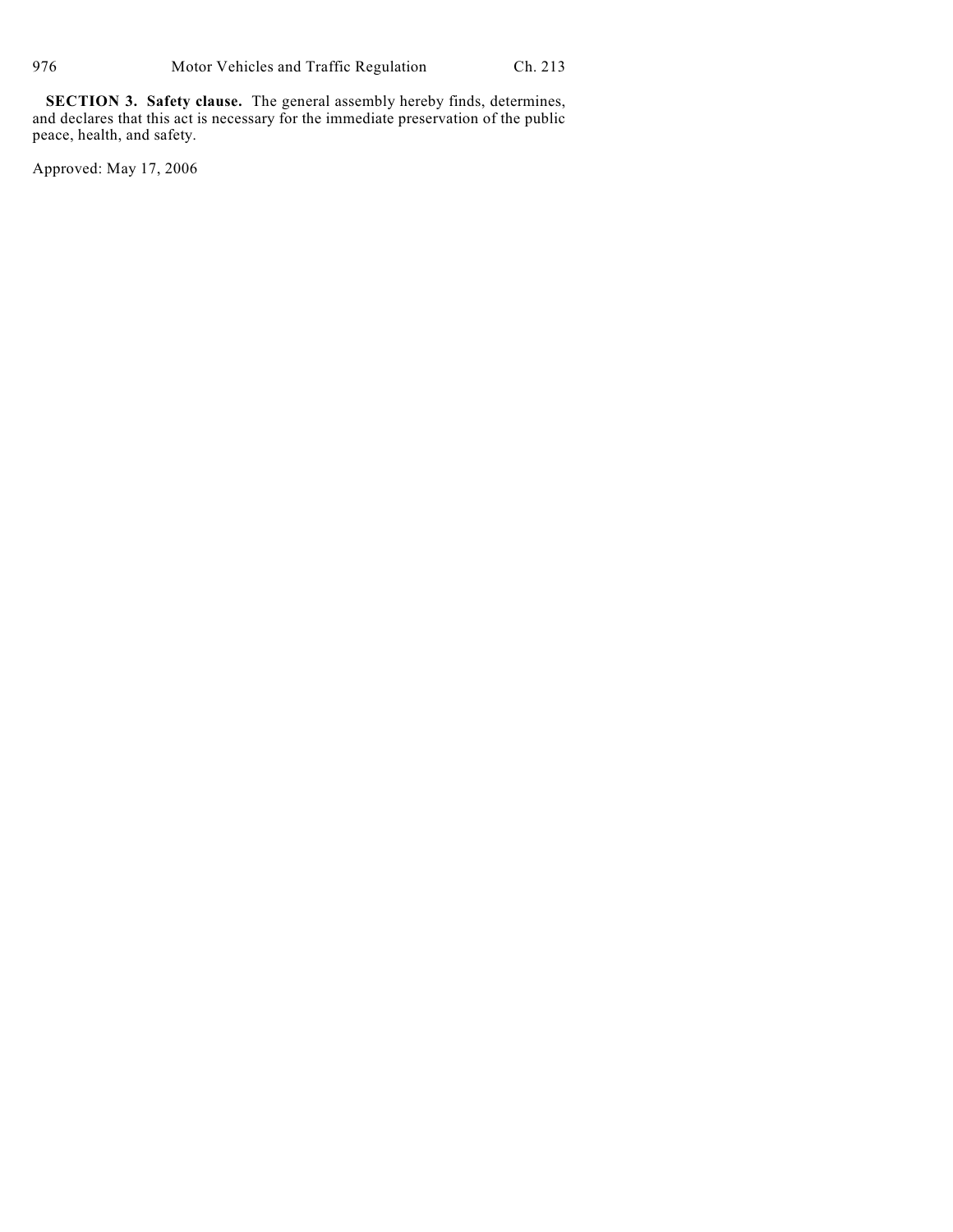**SECTION 3. Safety clause.** The general assembly hereby finds, determines, and declares that this act is necessary for the immediate preservation of the public peace, health, and safety.

Approved: May 17, 2006